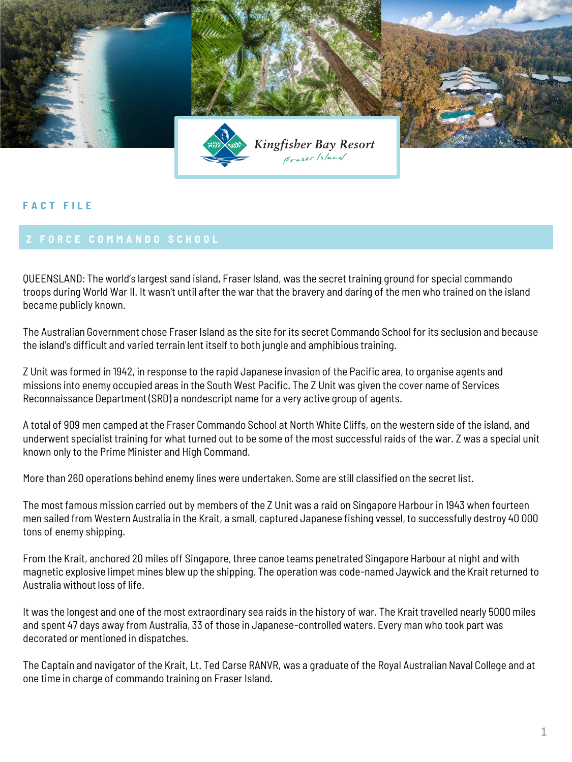Kingfisher Bay Resort
Fraser Island

FACT FILE

## Z FORCE COMMANDO SCHOOL

QUEENSLAND: The world's largest sand island, Fraser Island, was the secret training ground for special commando troops during World War II. It wasn't until after the war that the bravery and daring of the men who trained on the island became publicly known.

The Australian Government chose Fraser Island as the site for its secret Commando School for its seclusion and because the island's difficult and varied terrain lent itself to both jungle and amphibious training.

Z Unit was formed in 1942, in response to the rapid Japanese invasion of the Pacific area, to organise agents and missions into enemy occupied areas in the South West Pacific. The Z Unit was given the cover name of Services Reconnaissance Department (SRD) a nondescript name for a very active group of agents.

A total of 909 men camped at the Fraser Commando School at North White Cliffs, on the western side of the island, and underwent specialist training for what turned out to be some of the most successful raids of the war. Z was a special unit known only to the Prime Minister and High Command.

More than 260 operations behind enemy lines were undertaken. Some are still classified on the secret list.

The most famous mission carried out by members of the Z Unit was a raid on Singapore Harbour in 1943 when fourteen men sailed from Western Australia in the Krait, a small, captured Japanese fishing vessel, to successfully destroy 40 000 tons of enemy shipping.

From the Krait, anchored 20 miles off Singapore, three canoe teams penetrated Singapore Harbour at night and with magnetic explosive limpet mines blew up the shipping. The operation was code-named Jaywick and the Krait returned to Australia without loss of life.

It was the longest and one of the most extraordinary sea raids in the history of war. The Krait travelled nearly 5000 miles and spent 47 days away from Australia, 33 of those in Japanese-controlled waters. Every man who took part was decorated or mentioned in dispatches.

The Captain and navigator of the Krait, Lt. Ted Carse RANVR, was a graduate of the Royal Australian Naval College and at one time in charge of commando training on Fraser Island.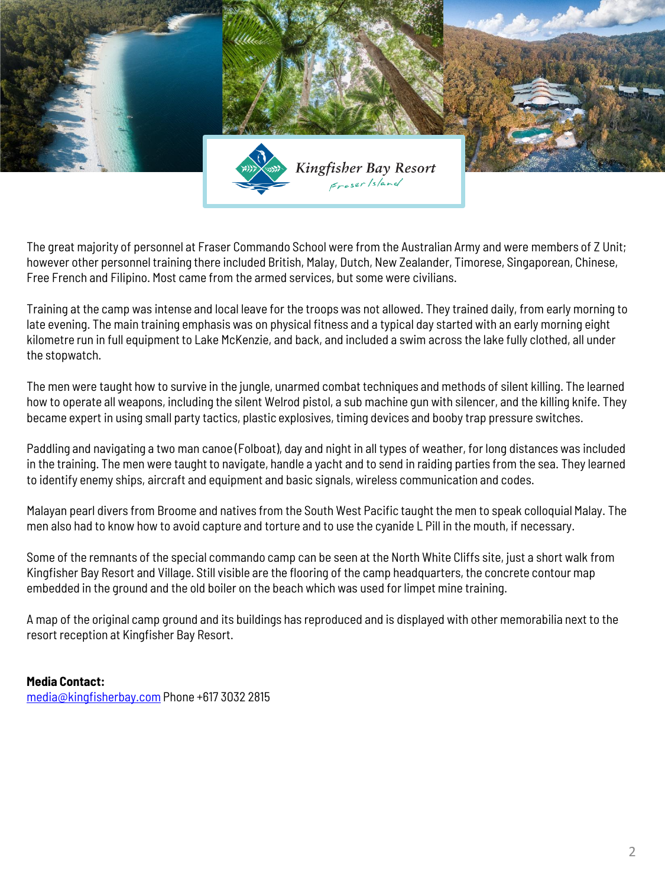The great majority of personnel at Fraser Commando School were from the Australian Army and were members of Z Unit; however other personnel training there included British, Malay, Dutch, New Zealander, Timorese, Singaporean, Chinese, Free French and Filipino. Most came from the armed services, but some were civilians.

Training at the camp was intense and local leave for the troops was not allowed. They trained daily, from early morning to late evening. The main training emphasis was on physical fitness and a typical day started with an early morning eight kilometre run in full equipment to Lake McKenzie, and back, and included a swim across the lake fully clothed, all under the stopwatch.

The men were taught how to survive in the jungle, unarmed combat techniques and methods of silent killing. The learned how to operate all weapons, including the silent Welrod pistol, a sub machine gun with silencer, and the killing knife. They became expert in using small party tactics, plastic explosives, timing devices and booby trap pressure switches.

Paddling and navigating a two man canoe (Folboat), day and night in all types of weather, for long distances was included in the training. The men were taught to navigate, handle a yacht and to send in raiding parties from the sea. They learned to identify enemy ships, aircraft and equipment and basic signals, wireless communication and codes.

Malayan pearl divers from Broome and natives from the South West Pacific taught the men to speak colloquial Malay. The men also had to know how to avoid capture and torture and to use the cyanide L Pill in the mouth, if necessary.

Some of the remnants of the special commando camp can be seen at the North White Cliffs site, just a short walk from Kingfisher Bay Resort and Village. Still visible are the flooring of the camp headquarters, the concrete contour map embedded in the ground and the old boiler on the beach which was used for limpet mine training.

A map of the original camp ground and its buildings has reproduced and is displayed with other memorabilia next to the resort reception at Kingfisher Bay Resort.

**Media Contact:**
media@kingfisherbay.com Phone +617 3032 2815